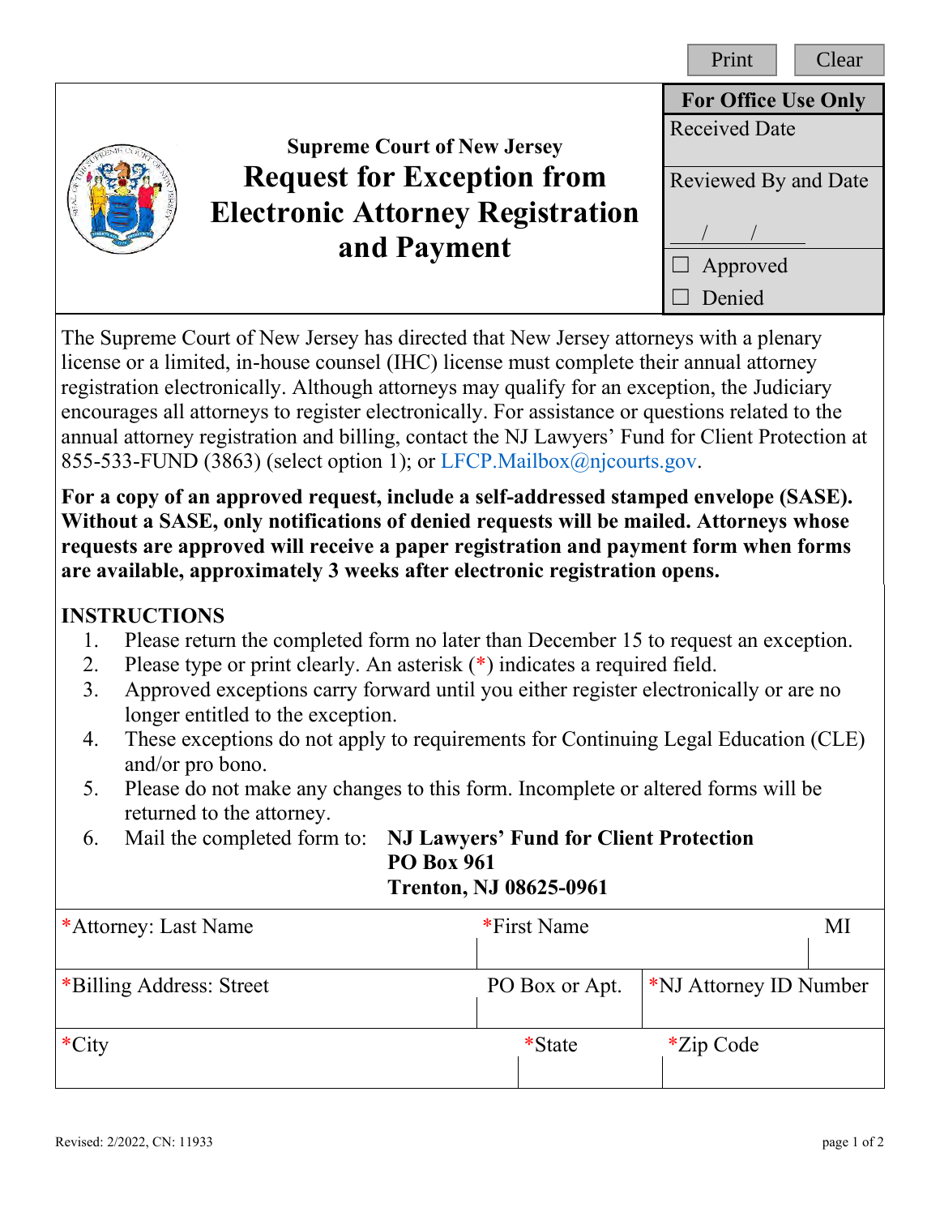Print | Clear

Supreme Court of New Jersey

# Request for Exception from Electronic Attorney Registration and Payment

| For Office Use Only |
|---|
| Received Date |
| Reviewed By and Date<br>\_\_\_/\_\_\_/\_\_\_\_ |
| ☐ Approved<br>☐ Denied |

The Supreme Court of New Jersey has directed that New Jersey attorneys with a plenary license or a limited, in-house counsel (IHC) license must complete their annual attorney registration electronically. Although attorneys may qualify for an exception, the Judiciary encourages all attorneys to register electronically. For assistance or questions related to the annual attorney registration and billing, contact the NJ Lawyers' Fund for Client Protection at 855-533-FUND (3863) (select option 1); or LFCP.Mailbox@njcourts.gov.

**For a copy of an approved request, include a self-addressed stamped envelope (SASE). Without a SASE, only notifications of denied requests will be mailed. Attorneys whose requests are approved will receive a paper registration and payment form when forms are available, approximately 3 weeks after electronic registration opens.**

## INSTRUCTIONS

1. Please return the completed form no later than December 15 to request an exception.
2. Please type or print clearly. An asterisk (*) indicates a required field.
3. Approved exceptions carry forward until you either register electronically or are no longer entitled to the exception.
4. These exceptions do not apply to requirements for Continuing Legal Education (CLE) and/or pro bono.
5. Please do not make any changes to this form. Incomplete or altered forms will be returned to the attorney.
6. Mail the completed form to: **NJ Lawyers' Fund for Client Protection**
   **PO Box 961**
   **Trenton, NJ 08625-0961**

| *Attorney: Last Name | *First Name | MI |
|---|---|---|
| | | |

| *Billing Address: Street | PO Box or Apt. | *NJ Attorney ID Number |
|---|---|---|
| | | |

| *City | *State | *Zip Code |
|---|---|---|
| | | |

Revised: 2/2022, CN: 11933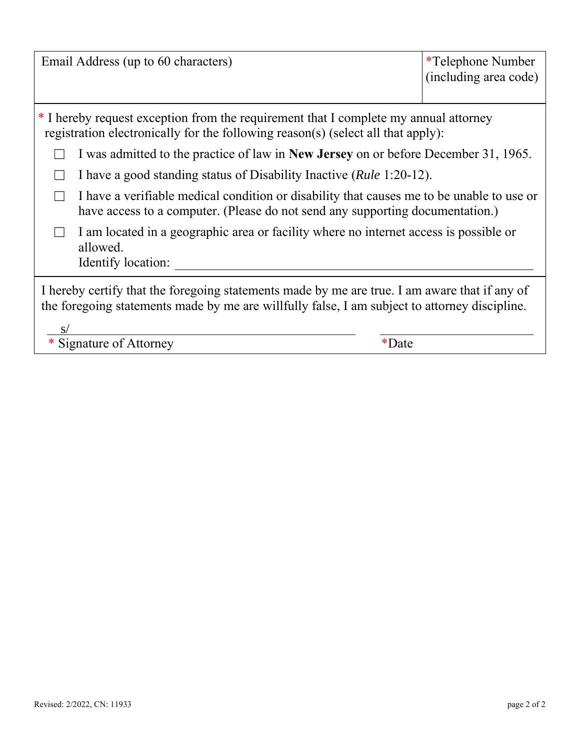| Email Address (up to 60 characters) | *Telephone Number (including area code) |
|---|---|

* I hereby request exception from the requirement that I complete my annual attorney registration electronically for the following reason(s) (select all that apply):

- ☐ I was admitted to the practice of law in **New Jersey** on or before December 31, 1965.
- ☐ I have a good standing status of Disability Inactive (*Rule* 1:20-12).
- ☐ I have a verifiable medical condition or disability that causes me to be unable to use or have access to a computer. (Please do not send any supporting documentation.)
- ☐ I am located in a geographic area or facility where no internet access is possible or allowed.
  Identify location: ______________________________

I hereby certify that the foregoing statements made by me are true. I am aware that if any of the foregoing statements made by me are willfully false, I am subject to attorney discipline.

s/ ______________________________ &nbsp;&nbsp;&nbsp; ______________________

\* Signature of Attorney &nbsp;&nbsp;&nbsp; *Date

Revised: 2/2022, CN: 11933